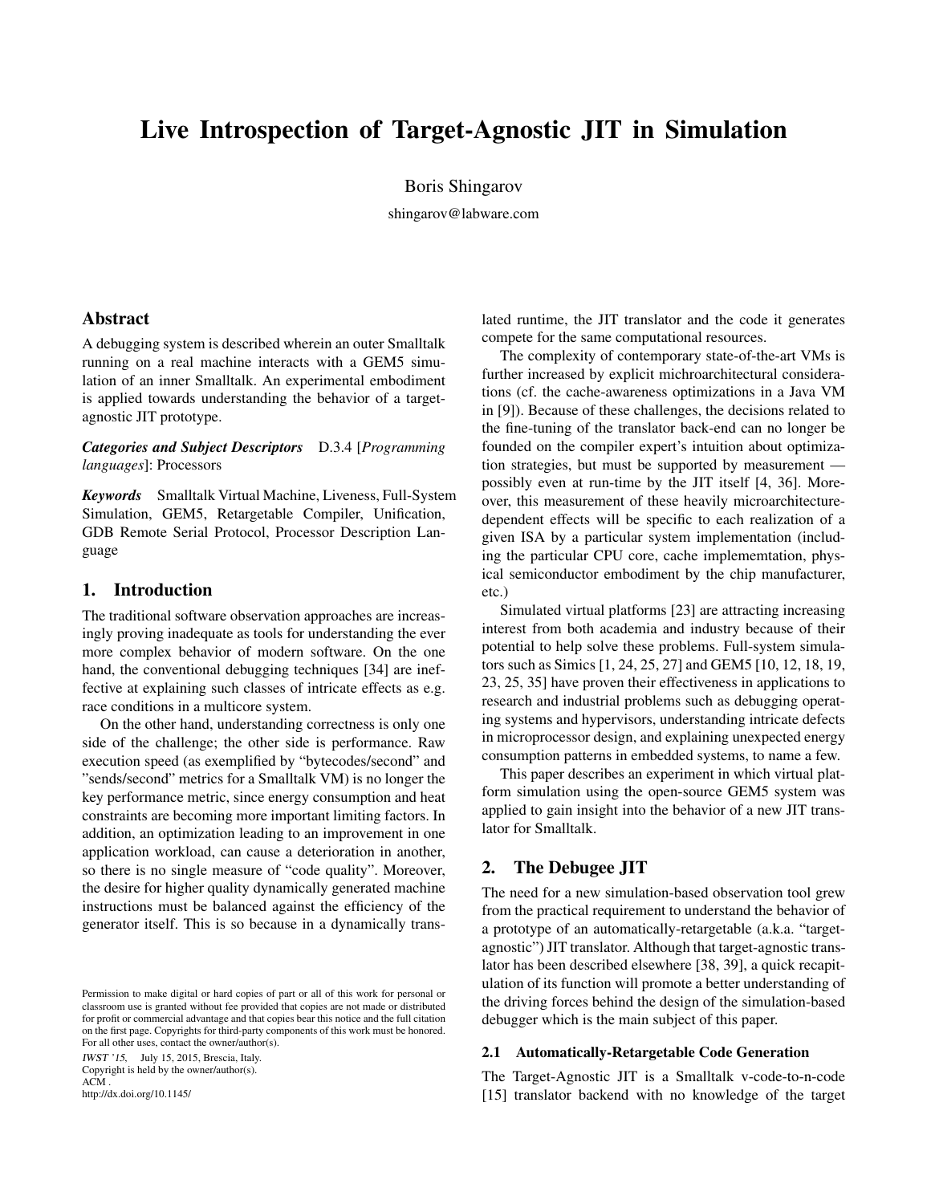# Live Introspection of Target-Agnostic JIT in Simulation

Boris Shingarov

shingarov@labware.com

## Abstract

A debugging system is described wherein an outer Smalltalk running on a real machine interacts with a GEM5 simulation of an inner Smalltalk. An experimental embodiment is applied towards understanding the behavior of a target-agnostic JIT prototype.

***Categories and Subject Descriptors*** D.3.4 [*Programming languages*]: Processors

***Keywords*** Smalltalk Virtual Machine, Liveness, Full-System Simulation, GEM5, Retargetable Compiler, Unification, GDB Remote Serial Protocol, Processor Description Language

## 1. Introduction

The traditional software observation approaches are increasingly proving inadequate as tools for understanding the ever more complex behavior of modern software. On the one hand, the conventional debugging techniques [34] are ineffective at explaining such classes of intricate effects as e.g. race conditions in a multicore system.

On the other hand, understanding correctness is only one side of the challenge; the other side is performance. Raw execution speed (as exemplified by "bytecodes/second" and "sends/second" metrics for a Smalltalk VM) is no longer the key performance metric, since energy consumption and heat constraints are becoming more important limiting factors. In addition, an optimization leading to an improvement in one application workload, can cause a deterioration in another, so there is no single measure of "code quality". Moreover, the desire for higher quality dynamically generated machine instructions must be balanced against the efficiency of the generator itself. This is so because in a dynamically translated runtime, the JIT translator and the code it generates compete for the same computational resources.

The complexity of contemporary state-of-the-art VMs is further increased by explicit michroarchitectural considerations (cf. the cache-awareness optimizations in a Java VM in [9]). Because of these challenges, the decisions related to the fine-tuning of the translator back-end can no longer be founded on the compiler expert's intuition about optimization strategies, but must be supported by measurement — possibly even at run-time by the JIT itself [4, 36]. Moreover, this measurement of these heavily microarchitecture-dependent effects will be specific to each realization of a given ISA by a particular system implementation (including the particular CPU core, cache implemementation, physical semiconductor embodiment by the chip manufacturer, etc.)

Simulated virtual platforms [23] are attracting increasing interest from both academia and industry because of their potential to help solve these problems. Full-system simulators such as Simics [1, 24, 25, 27] and GEM5 [10, 12, 18, 19, 23, 25, 35] have proven their effectiveness in applications to research and industrial problems such as debugging operating systems and hypervisors, understanding intricate defects in microprocessor design, and explaining unexpected energy consumption patterns in embedded systems, to name a few.

This paper describes an experiment in which virtual platform simulation using the open-source GEM5 system was applied to gain insight into the behavior of a new JIT translator for Smalltalk.

## 2. The Debugee JIT

The need for a new simulation-based observation tool grew from the practical requirement to understand the behavior of a prototype of an automatically-retargetable (a.k.a. "target-agnostic") JIT translator. Although that target-agnostic translator has been described elsewhere [38, 39], a quick recapitulation of its function will promote a better understanding of the driving forces behind the design of the simulation-based debugger which is the main subject of this paper.

### 2.1 Automatically-Retargetable Code Generation

The Target-Agnostic JIT is a Smalltalk v-code-to-n-code [15] translator backend with no knowledge of the target

Permission to make digital or hard copies of part or all of this work for personal or classroom use is granted without fee provided that copies are not made or distributed for profit or commercial advantage and that copies bear this notice and the full citation on the first page. Copyrights for third-party components of this work must be honored. For all other uses, contact the owner/author(s).
*IWST '15*, July 15, 2015, Brescia, Italy.
Copyright is held by the owner/author(s).
ACM .
http://dx.doi.org/10.1145/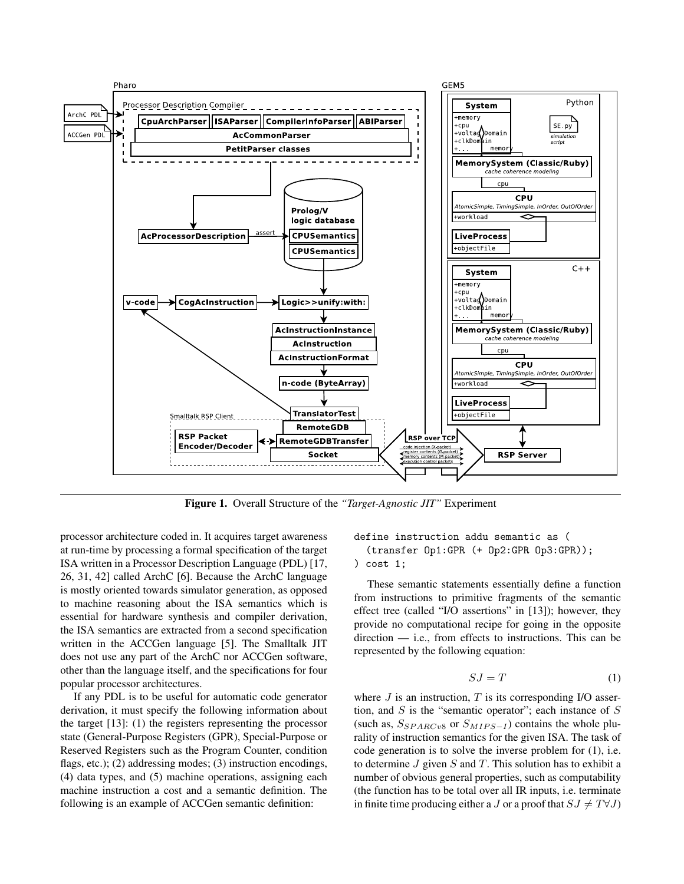**Figure 1.** Overall Structure of the *"Target-Agnostic JIT"* Experiment

processor architecture coded in. It acquires target awareness at run-time by processing a formal specification of the target ISA written in a Processor Description Language (PDL) [17, 26, 31, 42] called ArchC [6]. Because the ArchC language is mostly oriented towards simulator generation, as opposed to machine reasoning about the ISA semantics which is essential for hardware synthesis and compiler derivation, the ISA semantics are extracted from a second specification written in the ACCGen language [5]. The Smalltalk JIT does not use any part of the ArchC nor ACCGen software, other than the language itself, and the specifications for four popular processor architectures.

If any PDL is to be useful for automatic code generator derivation, it must specify the following information about the target [13]: (1) the registers representing the processor state (General-Purpose Registers (GPR), Special-Purpose or Reserved Registers such as the Program Counter, condition flags, etc.); (2) addressing modes; (3) instruction encodings, (4) data types, and (5) machine operations, assigning each machine instruction a cost and a semantic definition. The following is an example of ACCGen semantic definition:

```
define instruction addu semantic as (
  (transfer Op1:GPR (+ Op2:GPR Op3:GPR));
) cost 1;
```

These semantic statements essentially define a function from instructions to primitive fragments of the semantic effect tree (called "I/O assertions" in [13]); however, they provide no computational recipe for going in the opposite direction — i.e., from effects to instructions. This can be represented by the following equation:

$$SJ = T \tag{1}$$

where $J$ is an instruction, $T$ is its corresponding I/O assertion, and $S$ is the "semantic operator"; each instance of $S$ (such as, $S_{SPARCv8}$ or $S_{MIPS-I}$) contains the whole plurality of instruction semantics for the given ISA. The task of code generation is to solve the inverse problem for (1), i.e. to determine $J$ given $S$ and $T$. This solution has to exhibit a number of obvious general properties, such as computability (the function has to be total over all IR inputs, i.e. terminate in finite time producing either a $J$ or a proof that $SJ \neq T \forall J$)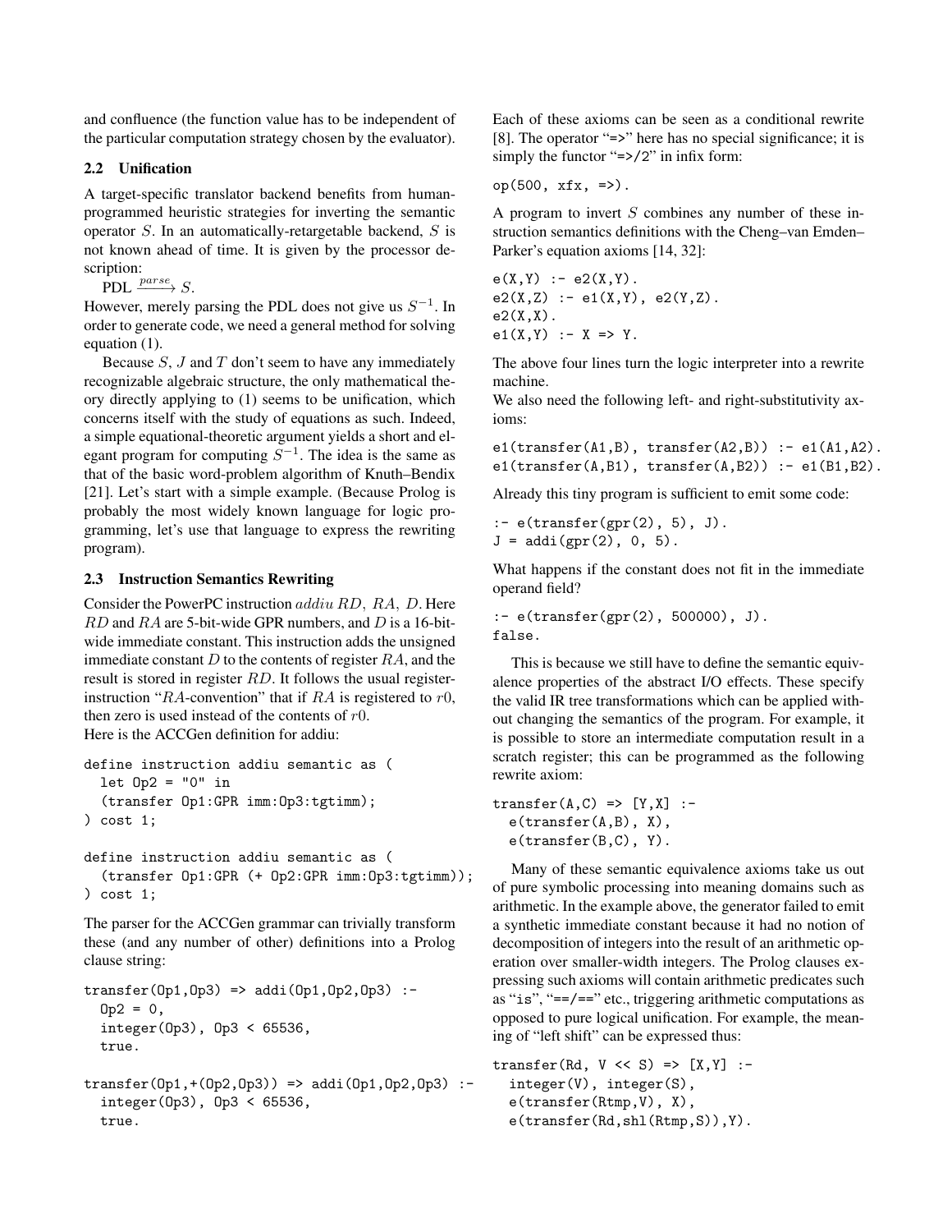and confluence (the function value has to be independent of the particular computation strategy chosen by the evaluator).

### 2.2 Unification

A target-specific translator backend benefits from human-programmed heuristic strategies for inverting the semantic operator $S$. In an automatically-retargetable backend, $S$ is not known ahead of time. It is given by the processor description:

PDL $\xrightarrow{parse} S$.

However, merely parsing the PDL does not give us $S^{-1}$. In order to generate code, we need a general method for solving equation (1).

Because $S$, $J$ and $T$ don't seem to have any immediately recognizable algebraic structure, the only mathematical theory directly applying to (1) seems to be unification, which concerns itself with the study of equations as such. Indeed, a simple equational-theoretic argument yields a short and elegant program for computing $S^{-1}$. The idea is the same as that of the basic word-problem algorithm of Knuth–Bendix [21]. Let's start with a simple example. (Because Prolog is probably the most widely known language for logic programming, let's use that language to express the rewriting program).

### 2.3 Instruction Semantics Rewriting

Consider the PowerPC instruction *addiu RD, RA, D*. Here $RD$ and $RA$ are 5-bit-wide GPR numbers, and $D$ is a 16-bit-wide immediate constant. This instruction adds the unsigned immediate constant $D$ to the contents of register $RA$, and the result is stored in register $RD$. It follows the usual register-instruction "$RA$-convention" that if $RA$ is registered to $r0$, then zero is used instead of the contents of $r0$.
Here is the ACCGen definition for addiu:

```
define instruction addiu semantic as (
  let Op2 = "0" in
  (transfer Op1:GPR imm:Op3:tgtimm);
) cost 1;

define instruction addiu semantic as (
  (transfer Op1:GPR (+ Op2:GPR imm:Op3:tgtimm));
) cost 1;
```

The parser for the ACCGen grammar can trivially transform these (and any number of other) definitions into a Prolog clause string:

```
transfer(Op1,Op3) => addi(Op1,Op2,Op3) :-
  Op2 = 0,
  integer(Op3), Op3 < 65536,
  true.

transfer(Op1,+(Op2,Op3)) => addi(Op1,Op2,Op3) :-
  integer(Op3), Op3 < 65536,
  true.
```

Each of these axioms can be seen as a conditional rewrite [8]. The operator "=>" here has no special significance; it is simply the functor "=>/2" in infix form:

```
op(500, xfx, =>).
```

A program to invert $S$ combines any number of these instruction semantics definitions with the Cheng–van Emden–Parker's equation axioms [14, 32]:

```
e(X,Y) :- e2(X,Y).
e2(X,Z) :- e1(X,Y), e2(Y,Z).
e2(X,X).
e1(X,Y) :- X => Y.
```

The above four lines turn the logic interpreter into a rewrite machine.
We also need the following left- and right-substitutivity axioms:

```
e1(transfer(A1,B), transfer(A2,B)) :- e1(A1,A2).
e1(transfer(A,B1), transfer(A,B2)) :- e1(B1,B2).
```

Already this tiny program is sufficient to emit some code:

```
:- e(transfer(gpr(2), 5), J).
J = addi(gpr(2), 0, 5).
```

What happens if the constant does not fit in the immediate operand field?

```
:- e(transfer(gpr(2), 500000), J).
false.
```

This is because we still have to define the semantic equivalence properties of the abstract I/O effects. These specify the valid IR tree transformations which can be applied without changing the semantics of the program. For example, it is possible to store an intermediate computation result in a scratch register; this can be programmed as the following rewrite axiom:

```
transfer(A,C) => [Y,X] :-
  e(transfer(A,B), X),
  e(transfer(B,C), Y).
```

Many of these semantic equivalence axioms take us out of pure symbolic processing into meaning domains such as arithmetic. In the example above, the generator failed to emit a synthetic immediate constant because it had no notion of decomposition of integers into the result of an arithmetic operation over smaller-width integers. The Prolog clauses expressing such axioms will contain arithmetic predicates such as "is", "==/==" etc., triggering arithmetic computations as opposed to pure logical unification. For example, the meaning of "left shift" can be expressed thus:

```
transfer(Rd, V << S) => [X,Y] :-
  integer(V), integer(S),
  e(transfer(Rtmp,V), X),
  e(transfer(Rd,shl(Rtmp,S)),Y).
```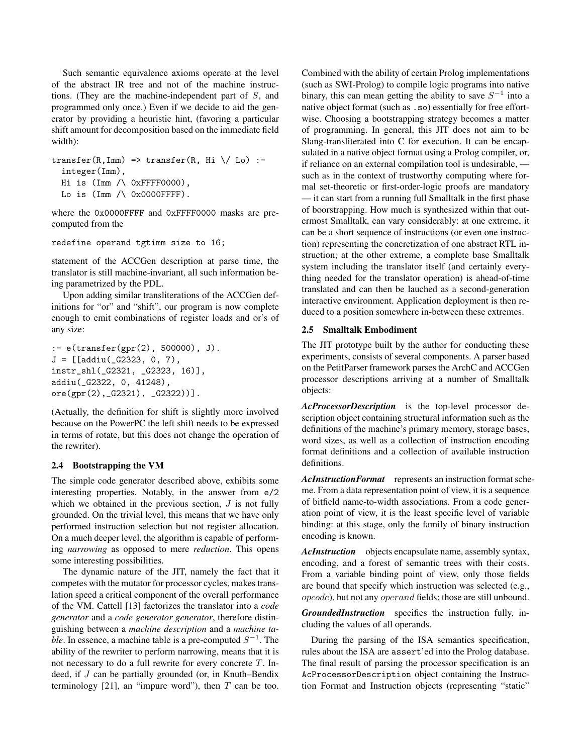Such semantic equivalence axioms operate at the level of the abstract IR tree and not of the machine instructions. (They are the machine-independent part of $S$, and programmed only once.) Even if we decide to aid the generator by providing a heuristic hint, (favoring a particular shift amount for decomposition based on the immediate field width):

```
transfer(R,Imm) => transfer(R, Hi \/ Lo) :-
  integer(Imm),
  Hi is (Imm /\ 0xFFFF0000),
  Lo is (Imm /\ 0x0000FFFF).
```

where the `0x0000FFFF` and `0xFFFF0000` masks are precomputed from the

```
redefine operand tgtimm size to 16;
```

statement of the ACCGen description at parse time, the translator is still machine-invariant, all such information being parametrized by the PDL.

Upon adding similar transliterations of the ACCGen definitions for "or" and "shift", our program is now complete enough to emit combinations of register loads and or's of any size:

```
:- e(transfer(gpr(2), 500000), J).
J = [[addiu(_G2323, 0, 7),
instr_shl(_G2321, _G2323, 16)],
addiu(_G2322, 0, 41248),
ore(gpr(2),_G2321), _G2322))].
```

(Actually, the definition for shift is slightly more involved because on the PowerPC the left shift needs to be expressed in terms of rotate, but this does not change the operation of the rewriter).

### 2.4 Bootstrapping the VM

The simple code generator described above, exhibits some interesting properties. Notably, in the answer from `e/2` which we obtained in the previous section, $J$ is not fully grounded. On the trivial level, this means that we have only performed instruction selection but not register allocation. On a much deeper level, the algorithm is capable of performing *narrowing* as opposed to mere *reduction*. This opens some interesting possibilities.

The dynamic nature of the JIT, namely the fact that it competes with the mutator for processor cycles, makes translation speed a critical component of the overall performance of the VM. Cattell [13] factorizes the translator into a *code generator* and a *code generator generator*, therefore distinguishing between a *machine description* and a *machine table*. In essence, a machine table is a pre-computed $S^{-1}$. The ability of the rewriter to perform narrowing, means that it is not necessary to do a full rewrite for every concrete $T$. Indeed, if $J$ can be partially grounded (or, in Knuth–Bendix terminology [21], an "impure word"), then $T$ can be too. Combined with the ability of certain Prolog implementations (such as SWI-Prolog) to compile logic programs into native binary, this can mean getting the ability to save $S^{-1}$ into a native object format (such as `.so`) essentially for free effortwise. Choosing a bootstrapping strategy becomes a matter of programming. In general, this JIT does not aim to be Slang-transliterated into C for execution. It can be encapsulated in a native object format using a Prolog compiler, or, if reliance on an external compilation tool is undesirable, — such as in the context of trustworthy computing where formal set-theoretic or first-order-logic proofs are mandatory — it can start from a running full Smalltalk in the first phase of boorstrapping. How much is synthesized within that outermost Smalltalk, can vary considerably: at one extreme, it can be a short sequence of instructions (or even one instruction) representing the concretization of one abstract RTL instruction; at the other extreme, a complete base Smalltalk system including the translator itself (and certainly everything needed for the translator operation) is ahead-of-time translated and can then be lauched as a second-generation interactive environment. Application deployment is then reduced to a position somewhere in-between these extremes.

### 2.5 Smalltalk Embodiment

The JIT prototype built by the author for conducting these experiments, consists of several components. A parser based on the PetitParser framework parses the ArchC and ACCGen processor descriptions arriving at a number of Smalltalk objects:

***AcProcessorDescription*** is the top-level processor description object containing structural information such as the definitions of the machine's primary memory, storage bases, word sizes, as well as a collection of instruction encoding format definitions and a collection of available instruction definitions.

***AcInstructionFormat*** represents an instruction format scheme. From a data representation point of view, it is a sequence of bitfield name-to-width associations. From a code generation point of view, it is the least specific level of variable binding: at this stage, only the family of binary instruction encoding is known.

***AcInstruction*** objects encapsulate name, assembly syntax, encoding, and a forest of semantic trees with their costs. From a variable binding point of view, only those fields are bound that specify which instruction was selected (e.g., $opcode$), but not any $operand$ fields; those are still unbound.

***GroundedInstruction*** specifies the instruction fully, including the values of all operands.

During the parsing of the ISA semantics specification, rules about the ISA are `assert`'ed into the Prolog database. The final result of parsing the processor specification is an `AcProcessorDescription` object containing the Instruction Format and Instruction objects (representing "static"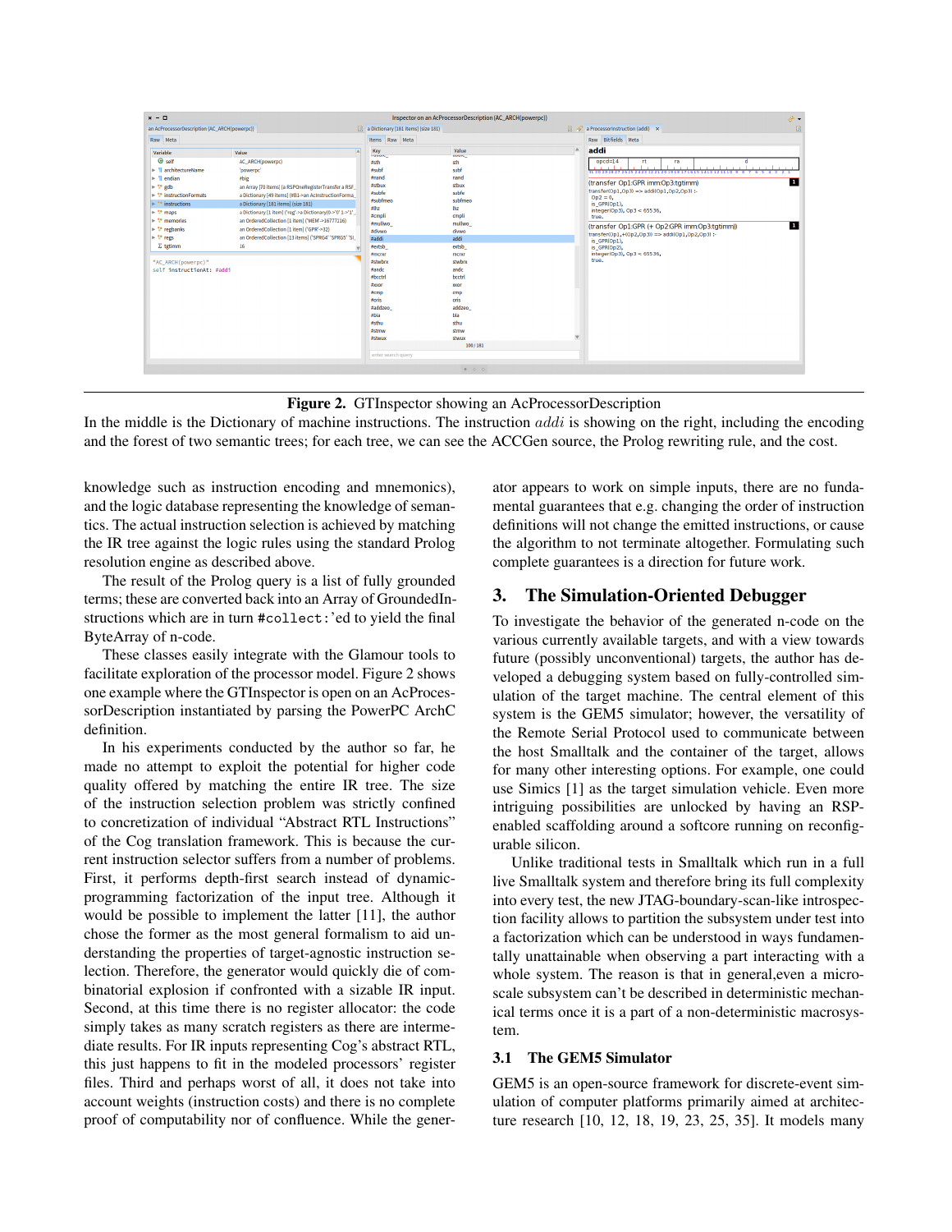**Figure 2.** GTInspector showing an AcProcessorDescription

In the middle is the Dictionary of machine instructions. The instruction *addi* is showing on the right, including the encoding and the forest of two semantic trees; for each tree, we can see the ACCGen source, the Prolog rewriting rule, and the cost.

knowledge such as instruction encoding and mnemonics), and the logic database representing the knowledge of semantics. The actual instruction selection is achieved by matching the IR tree against the logic rules using the standard Prolog resolution engine as described above.

The result of the Prolog query is a list of fully grounded terms; these are converted back into an Array of GroundedInstructions which are in turn `#collect:`'ed to yield the final ByteArray of n-code.

These classes easily integrate with the Glamour tools to facilitate exploration of the processor model. Figure 2 shows one example where the GTInspector is open on an AcProcessorDescription instantiated by parsing the PowerPC ArchC definition.

In his experiments conducted by the author so far, he made no attempt to exploit the potential for higher code quality offered by matching the entire IR tree. The size of the instruction selection problem was strictly confined to concretization of individual “Abstract RTL Instructions” of the Cog translation framework. This is because the current instruction selector suffers from a number of problems. First, it performs depth-first search instead of dynamic-programming factorization of the input tree. Although it would be possible to implement the latter [11], the author chose the former as the most general formalism to aid understanding the properties of target-agnostic instruction selection. Therefore, the generator would quickly die of combinatorial explosion if confronted with a sizable IR input. Second, at this time there is no register allocator: the code simply takes as many scratch registers as there are intermediate results. For IR inputs representing Cog’s abstract RTL, this just happens to fit in the modeled processors’ register files. Third and perhaps worst of all, it does not take into account weights (instruction costs) and there is no complete proof of computability nor of confluence. While the generator appears to work on simple inputs, there are no fundamental guarantees that e.g. changing the order of instruction definitions will not change the emitted instructions, or cause the algorithm to not terminate altogether. Formulating such complete guarantees is a direction for future work.

## 3. The Simulation-Oriented Debugger

To investigate the behavior of the generated n-code on the various currently available targets, and with a view towards future (possibly unconventional) targets, the author has developed a debugging system based on fully-controlled simulation of the target machine. The central element of this system is the GEM5 simulator; however, the versatility of the Remote Serial Protocol used to communicate between the host Smalltalk and the container of the target, allows for many other interesting options. For example, one could use Simics [1] as the target simulation vehicle. Even more intriguing possibilities are unlocked by having an RSP-enabled scaffolding around a softcore running on reconfigurable silicon.

Unlike traditional tests in Smalltalk which run in a full live Smalltalk system and therefore bring its full complexity into every test, the new JTAG-boundary-scan-like introspection facility allows to partition the subsystem under test into a factorization which can be understood in ways fundamentally unattainable when observing a part interacting with a whole system. The reason is that in general,even a microscale subsystem can’t be described in deterministic mechanical terms once it is a part of a non-deterministic macrosystem.

### 3.1 The GEM5 Simulator

GEM5 is an open-source framework for discrete-event simulation of computer platforms primarily aimed at architecture research [10, 12, 18, 19, 23, 25, 35]. It models many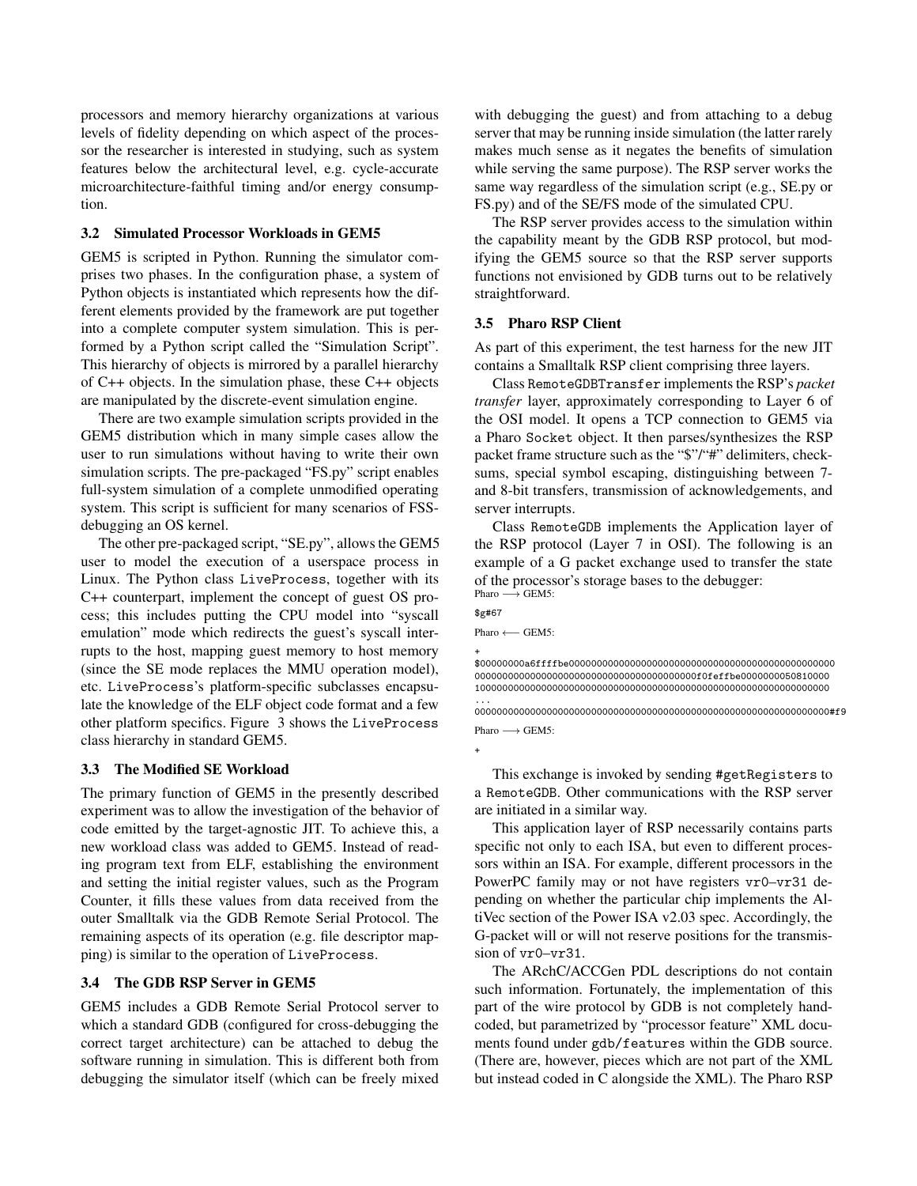processors and memory hierarchy organizations at various levels of fidelity depending on which aspect of the processor the researcher is interested in studying, such as system features below the architectural level, e.g. cycle-accurate microarchitecture-faithful timing and/or energy consumption.

### 3.2 Simulated Processor Workloads in GEM5

GEM5 is scripted in Python. Running the simulator comprises two phases. In the configuration phase, a system of Python objects is instantiated which represents how the different elements provided by the framework are put together into a complete computer system simulation. This is performed by a Python script called the "Simulation Script". This hierarchy of objects is mirrored by a parallel hierarchy of C++ objects. In the simulation phase, these C++ objects are manipulated by the discrete-event simulation engine.

There are two example simulation scripts provided in the GEM5 distribution which in many simple cases allow the user to run simulations without having to write their own simulation scripts. The pre-packaged "FS.py" script enables full-system simulation of a complete unmodified operating system. This script is sufficient for many scenarios of FSS-debugging an OS kernel.

The other pre-packaged script, "SE.py", allows the GEM5 user to model the execution of a userspace process in Linux. The Python class `LiveProcess`, together with its C++ counterpart, implement the concept of guest OS process; this includes putting the CPU model into "syscall emulation" mode which redirects the guest's syscall interrupts to the host, mapping guest memory to host memory (since the SE mode replaces the MMU operation model), etc. `LiveProcess`'s platform-specific subclasses encapsulate the knowledge of the ELF object code format and a few other platform specifics. Figure 3 shows the `LiveProcess` class hierarchy in standard GEM5.

### 3.3 The Modified SE Workload

The primary function of GEM5 in the presently described experiment was to allow the investigation of the behavior of code emitted by the target-agnostic JIT. To achieve this, a new workload class was added to GEM5. Instead of reading program text from ELF, establishing the environment and setting the initial register values, such as the Program Counter, it fills these values from data received from the outer Smalltalk via the GDB Remote Serial Protocol. The remaining aspects of its operation (e.g. file descriptor mapping) is similar to the operation of `LiveProcess`.

### 3.4 The GDB RSP Server in GEM5

GEM5 includes a GDB Remote Serial Protocol server to which a standard GDB (configured for cross-debugging the correct target architecture) can be attached to debug the software running in simulation. This is different both from debugging the simulator itself (which can be freely mixed with debugging the guest) and from attaching to a debug server that may be running inside simulation (the latter rarely makes much sense as it negates the benefits of simulation while serving the same purpose). The RSP server works the same way regardless of the simulation script (e.g., SE.py or FS.py) and of the SE/FS mode of the simulated CPU.

The RSP server provides access to the simulation within the capability meant by the GDB RSP protocol, but modifying the GEM5 source so that the RSP server supports functions not envisioned by GDB turns out to be relatively straightforward.

### 3.5 Pharo RSP Client

As part of this experiment, the test harness for the new JIT contains a Smalltalk RSP client comprising three layers.

Class `RemoteGDBTransfer` implements the RSP's *packet transfer* layer, approximately corresponding to Layer 6 of the OSI model. It opens a TCP connection to GEM5 via a Pharo `Socket` object. It then parses/synthesizes the RSP packet frame structure such as the "$"/"#" delimiters, checksums, special symbol escaping, distinguishing between 7- and 8-bit transfers, transmission of acknowledgements, and server interrupts.

Class `RemoteGDB` implements the Application layer of the RSP protocol (Layer 7 in OSI). The following is an example of a G packet exchange used to transfer the state of the processor's storage bases to the debugger:

Pharo ⟶ GEM5:

```
$g#67
```

Pharo ⟵ GEM5:

```
+
$00000000a6ffffbe0000000000000000000000000000000000000000000000000
0000000000000000000000000000000000000000f0feffbe0000000050810000
1000000000000000000000000000000000000000000000000000000000000000
...
0000000000000000000000000000000000000000000000000000000000000000#f9
```

Pharo ⟶ GEM5:

```
+
```

This exchange is invoked by sending `#getRegisters` to a `RemoteGDB`. Other communications with the RSP server are initiated in a similar way.

This application layer of RSP necessarily contains parts specific not only to each ISA, but even to different processors within an ISA. For example, different processors in the PowerPC family may or not have registers `vr0`–`vr31` depending on whether the particular chip implements the AltiVec section of the Power ISA v2.03 spec. Accordingly, the G-packet will or will not reserve positions for the transmission of `vr0`–`vr31`.

The ArchC/ACCGen PDL descriptions do not contain such information. Fortunately, the implementation of this part of the wire protocol by GDB is not completely hand-coded, but parametrized by "processor feature" XML documents found under `gdb/features` within the GDB source. (There are, however, pieces which are not part of the XML but instead coded in C alongside the XML). The Pharo RSP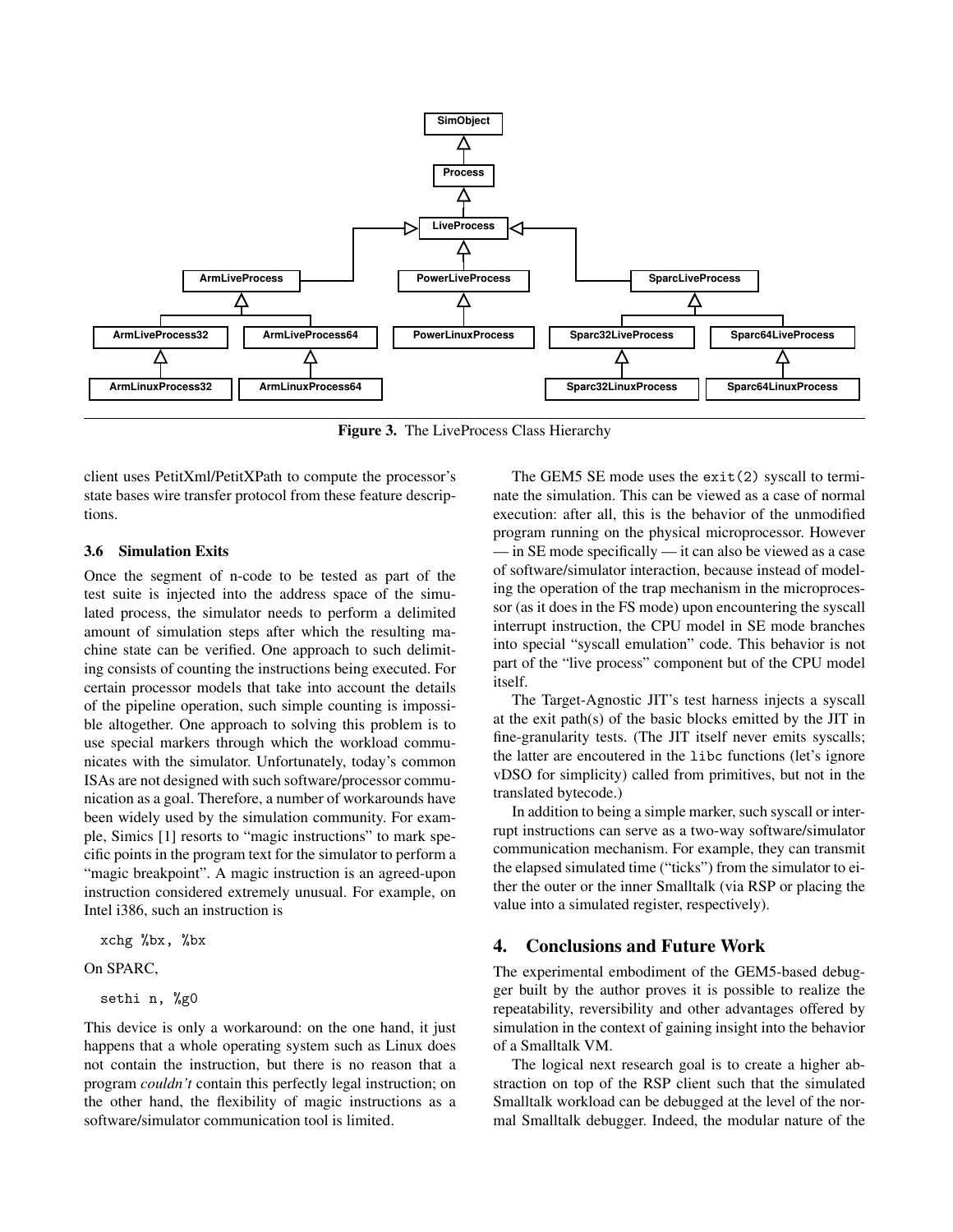**Figure 3.** The LiveProcess Class Hierarchy

client uses PetitXml/PetitXPath to compute the processor's state bases wire transfer protocol from these feature descriptions.

### 3.6 Simulation Exits

Once the segment of n-code to be tested as part of the test suite is injected into the address space of the simulated process, the simulator needs to perform a delimited amount of simulation steps after which the resulting machine state can be verified. One approach to such delimiting consists of counting the instructions being executed. For certain processor models that take into account the details of the pipeline operation, such simple counting is impossible altogether. One approach to solving this problem is to use special markers through which the workload communicates with the simulator. Unfortunately, today's common ISAs are not designed with such software/processor communication as a goal. Therefore, a number of workarounds have been widely used by the simulation community. For example, Simics [1] resorts to "magic instructions" to mark specific points in the program text for the simulator to perform a "magic breakpoint". A magic instruction is an agreed-upon instruction considered extremely unusual. For example, on Intel i386, such an instruction is

```
xchg %bx, %bx
```

On SPARC,

```
sethi n, %g0
```

This device is only a workaround: on the one hand, it just happens that a whole operating system such as Linux does not contain the instruction, but there is no reason that a program *couldn't* contain this perfectly legal instruction; on the other hand, the flexibility of magic instructions as a software/simulator communication tool is limited.

The GEM5 SE mode uses the `exit(2)` syscall to terminate the simulation. This can be viewed as a case of normal execution: after all, this is the behavior of the unmodified program running on the physical microprocessor. However — in SE mode specifically — it can also be viewed as a case of software/simulator interaction, because instead of modeling the operation of the trap mechanism in the microprocessor (as it does in the FS mode) upon encountering the syscall interrupt instruction, the CPU model in SE mode branches into special "syscall emulation" code. This behavior is not part of the "live process" component but of the CPU model itself.

The Target-Agnostic JIT's test harness injects a syscall at the exit path(s) of the basic blocks emitted by the JIT in fine-granularity tests. (The JIT itself never emits syscalls; the latter are encoutered in the `libc` functions (let's ignore vDSO for simplicity) called from primitives, but not in the translated bytecode.)

In addition to being a simple marker, such syscall or interrupt instructions can serve as a two-way software/simulator communication mechanism. For example, they can transmit the elapsed simulated time ("ticks") from the simulator to either the outer or the inner Smalltalk (via RSP or placing the value into a simulated register, respectively).

## 4. Conclusions and Future Work

The experimental embodiment of the GEM5-based debugger built by the author proves it is possible to realize the repeatability, reversibility and other advantages offered by simulation in the context of gaining insight into the behavior of a Smalltalk VM.

The logical next research goal is to create a higher abstraction on top of the RSP client such that the simulated Smalltalk workload can be debugged at the level of the normal Smalltalk debugger. Indeed, the modular nature of the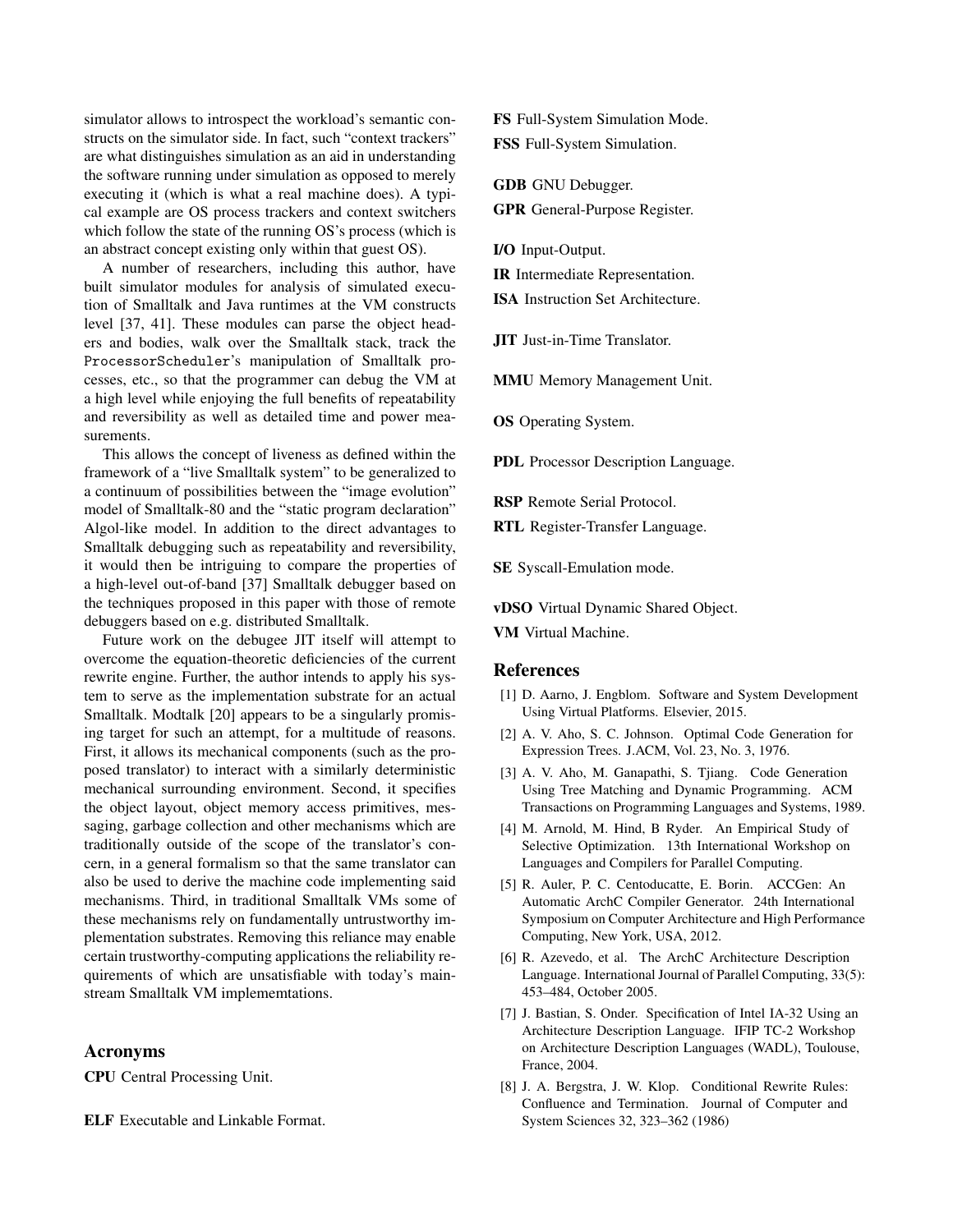simulator allows to introspect the workload's semantic constructs on the simulator side. In fact, such "context trackers" are what distinguishes simulation as an aid in understanding the software running under simulation as opposed to merely executing it (which is what a real machine does). A typical example are OS process trackers and context switchers which follow the state of the running OS's process (which is an abstract concept existing only within that guest OS).

A number of researchers, including this author, have built simulator modules for analysis of simulated execution of Smalltalk and Java runtimes at the VM constructs level [37, 41]. These modules can parse the object headers and bodies, walk over the Smalltalk stack, track the `ProcessorScheduler`'s manipulation of Smalltalk processes, etc., so that the programmer can debug the VM at a high level while enjoying the full benefits of repeatability and reversibility as well as detailed time and power measurements.

This allows the concept of liveness as defined within the framework of a "live Smalltalk system" to be generalized to a continuum of possibilities between the "image evolution" model of Smalltalk-80 and the "static program declaration" Algol-like model. In addition to the direct advantages to Smalltalk debugging such as repeatability and reversibility, it would then be intriguing to compare the properties of a high-level out-of-band [37] Smalltalk debugger based on the techniques proposed in this paper with those of remote debuggers based on e.g. distributed Smalltalk.

Future work on the debugee JIT itself will attempt to overcome the equation-theoretic deficiencies of the current rewrite engine. Further, the author intends to apply his system to serve as the implementation substrate for an actual Smalltalk. Modtalk [20] appears to be a singularly promising target for such an attempt, for a multitude of reasons. First, it allows its mechanical components (such as the proposed translator) to interact with a similarly deterministic mechanical surrounding environment. Second, it specifies the object layout, object memory access primitives, messaging, garbage collection and other mechanisms which are traditionally outside of the scope of the translator's concern, in a general formalism so that the same translator can also be used to derive the machine code implementing said mechanisms. Third, in traditional Smalltalk VMs some of these mechanisms rely on fundamentally untrustworthy implementation substrates. Removing this reliance may enable certain trustworthy-computing applications the reliability requirements of which are unsatisfiable with today's mainstream Smalltalk VM implememtations.

## Acronyms

**CPU** Central Processing Unit.

**ELF** Executable and Linkable Format.

**FS** Full-System Simulation Mode.

**FSS** Full-System Simulation.

**GDB** GNU Debugger.

**GPR** General-Purpose Register.

**I/O** Input-Output.

**IR** Intermediate Representation.

**ISA** Instruction Set Architecture.

**JIT** Just-in-Time Translator.

**MMU** Memory Management Unit.

**OS** Operating System.

**PDL** Processor Description Language.

**RSP** Remote Serial Protocol.

**RTL** Register-Transfer Language.

**SE** Syscall-Emulation mode.

**vDSO** Virtual Dynamic Shared Object.

**VM** Virtual Machine.

## References

[1] D. Aarno, J. Engblom. Software and System Development Using Virtual Platforms. Elsevier, 2015.

[2] A. V. Aho, S. C. Johnson. Optimal Code Generation for Expression Trees. J.ACM, Vol. 23, No. 3, 1976.

[3] A. V. Aho, M. Ganapathi, S. Tjiang. Code Generation Using Tree Matching and Dynamic Programming. ACM Transactions on Programming Languages and Systems, 1989.

[4] M. Arnold, M. Hind, B Ryder. An Empirical Study of Selective Optimization. 13th International Workshop on Languages and Compilers for Parallel Computing.

[5] R. Auler, P. C. Centoducatte, E. Borin. ACCGen: An Automatic ArchC Compiler Generator. 24th International Symposium on Computer Architecture and High Performance Computing, New York, USA, 2012.

[6] R. Azevedo, et al. The ArchC Architecture Description Language. International Journal of Parallel Computing, 33(5): 453–484, October 2005.

[7] J. Bastian, S. Onder. Specification of Intel IA-32 Using an Architecture Description Language. IFIP TC-2 Workshop on Architecture Description Languages (WADL), Toulouse, France, 2004.

[8] J. A. Bergstra, J. W. Klop. Conditional Rewrite Rules: Confluence and Termination. Journal of Computer and System Sciences 32, 323–362 (1986)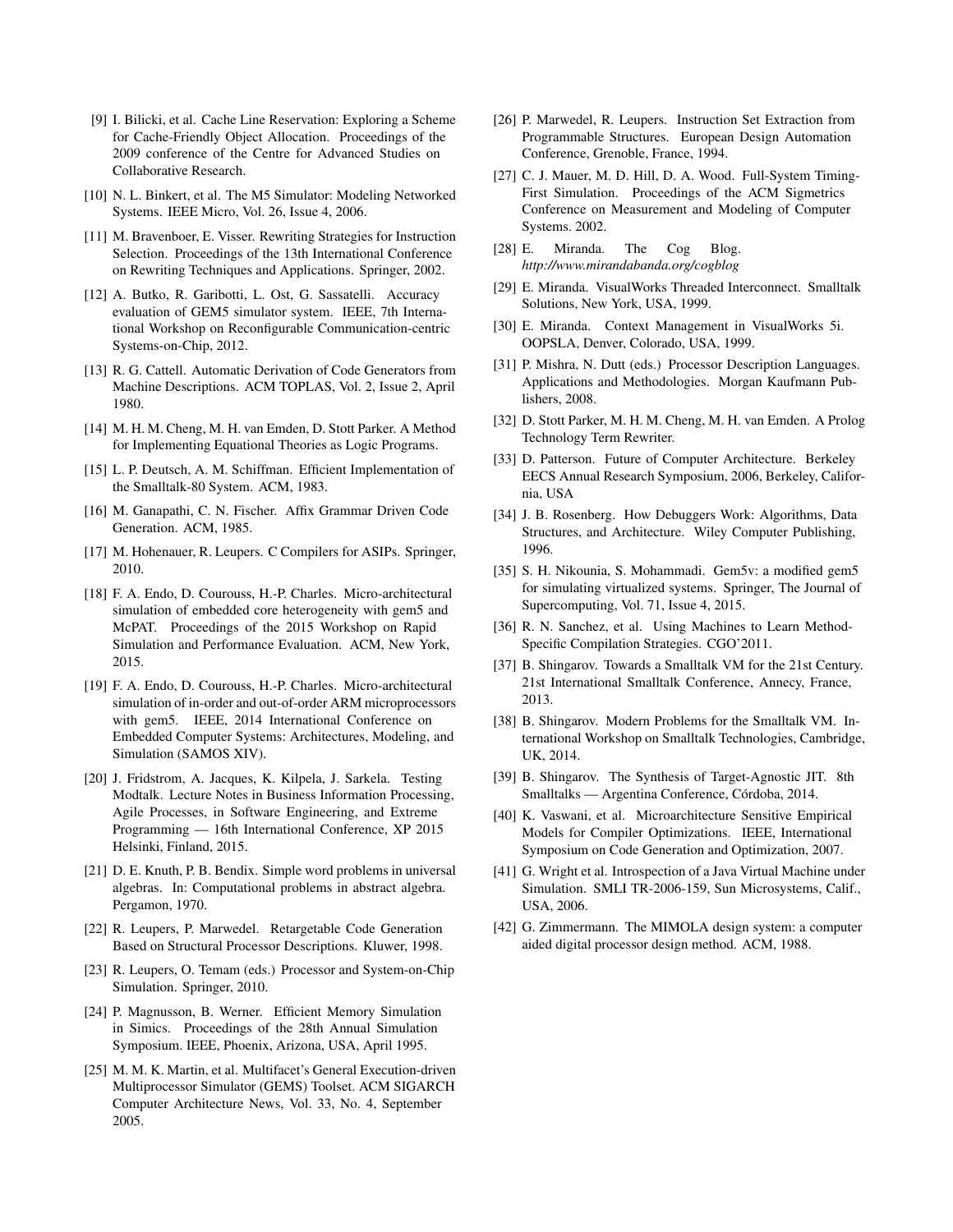[9] I. Bilicki, et al. Cache Line Reservation: Exploring a Scheme for Cache-Friendly Object Allocation. Proceedings of the 2009 conference of the Centre for Advanced Studies on Collaborative Research.

[10] N. L. Binkert, et al. The M5 Simulator: Modeling Networked Systems. IEEE Micro, Vol. 26, Issue 4, 2006.

[11] M. Bravenboer, E. Visser. Rewriting Strategies for Instruction Selection. Proceedings of the 13th International Conference on Rewriting Techniques and Applications. Springer, 2002.

[12] A. Butko, R. Garibotti, L. Ost, G. Sassatelli. Accuracy evaluation of GEM5 simulator system. IEEE, 7th International Workshop on Reconfigurable Communication-centric Systems-on-Chip, 2012.

[13] R. G. Cattell. Automatic Derivation of Code Generators from Machine Descriptions. ACM TOPLAS, Vol. 2, Issue 2, April 1980.

[14] M. H. M. Cheng, M. H. van Emden, D. Stott Parker. A Method for Implementing Equational Theories as Logic Programs.

[15] L. P. Deutsch, A. M. Schiffman. Efficient Implementation of the Smalltalk-80 System. ACM, 1983.

[16] M. Ganapathi, C. N. Fischer. Affix Grammar Driven Code Generation. ACM, 1985.

[17] M. Hohenauer, R. Leupers. C Compilers for ASIPs. Springer, 2010.

[18] F. A. Endo, D. Courouss, H.-P. Charles. Micro-architectural simulation of embedded core heterogeneity with gem5 and McPAT. Proceedings of the 2015 Workshop on Rapid Simulation and Performance Evaluation. ACM, New York, 2015.

[19] F. A. Endo, D. Courouss, H.-P. Charles. Micro-architectural simulation of in-order and out-of-order ARM microprocessors with gem5. IEEE, 2014 International Conference on Embedded Computer Systems: Architectures, Modeling, and Simulation (SAMOS XIV).

[20] J. Fridstrom, A. Jacques, K. Kilpela, J. Sarkela. Testing Modtalk. Lecture Notes in Business Information Processing, Agile Processes, in Software Engineering, and Extreme Programming — 16th International Conference, XP 2015 Helsinki, Finland, 2015.

[21] D. E. Knuth, P. B. Bendix. Simple word problems in universal algebras. In: Computational problems in abstract algebra. Pergamon, 1970.

[22] R. Leupers, P. Marwedel. Retargetable Code Generation Based on Structural Processor Descriptions. Kluwer, 1998.

[23] R. Leupers, O. Temam (eds.) Processor and System-on-Chip Simulation. Springer, 2010.

[24] P. Magnusson, B. Werner. Efficient Memory Simulation in Simics. Proceedings of the 28th Annual Simulation Symposium. IEEE, Phoenix, Arizona, USA, April 1995.

[25] M. M. K. Martin, et al. Multifacet's General Execution-driven Multiprocessor Simulator (GEMS) Toolset. ACM SIGARCH Computer Architecture News, Vol. 33, No. 4, September 2005.

[26] P. Marwedel, R. Leupers. Instruction Set Extraction from Programmable Structures. European Design Automation Conference, Grenoble, France, 1994.

[27] C. J. Mauer, M. D. Hill, D. A. Wood. Full-System Timing-First Simulation. Proceedings of the ACM Sigmetrics Conference on Measurement and Modeling of Computer Systems. 2002.

[28] E. Miranda. The Cog Blog. *http://www.mirandabanda.org/cogblog*

[29] E. Miranda. VisualWorks Threaded Interconnect. Smalltalk Solutions, New York, USA, 1999.

[30] E. Miranda. Context Management in VisualWorks 5i. OOPSLA, Denver, Colorado, USA, 1999.

[31] P. Mishra, N. Dutt (eds.) Processor Description Languages. Applications and Methodologies. Morgan Kaufmann Publishers, 2008.

[32] D. Stott Parker, M. H. M. Cheng, M. H. van Emden. A Prolog Technology Term Rewriter.

[33] D. Patterson. Future of Computer Architecture. Berkeley EECS Annual Research Symposium, 2006, Berkeley, California, USA

[34] J. B. Rosenberg. How Debuggers Work: Algorithms, Data Structures, and Architecture. Wiley Computer Publishing, 1996.

[35] S. H. Nikounia, S. Mohammadi. Gem5v: a modified gem5 for simulating virtualized systems. Springer, The Journal of Supercomputing, Vol. 71, Issue 4, 2015.

[36] R. N. Sanchez, et al. Using Machines to Learn Method-Specific Compilation Strategies. CGO'2011.

[37] B. Shingarov. Towards a Smalltalk VM for the 21st Century. 21st International Smalltalk Conference, Annecy, France, 2013.

[38] B. Shingarov. Modern Problems for the Smalltalk VM. International Workshop on Smalltalk Technologies, Cambridge, UK, 2014.

[39] B. Shingarov. The Synthesis of Target-Agnostic JIT. 8th Smalltalks — Argentina Conference, Córdoba, 2014.

[40] K. Vaswani, et al. Microarchitecture Sensitive Empirical Models for Compiler Optimizations. IEEE, International Symposium on Code Generation and Optimization, 2007.

[41] G. Wright et al. Introspection of a Java Virtual Machine under Simulation. SMLI TR-2006-159, Sun Microsystems, Calif., USA, 2006.

[42] G. Zimmermann. The MIMOLA design system: a computer aided digital processor design method. ACM, 1988.